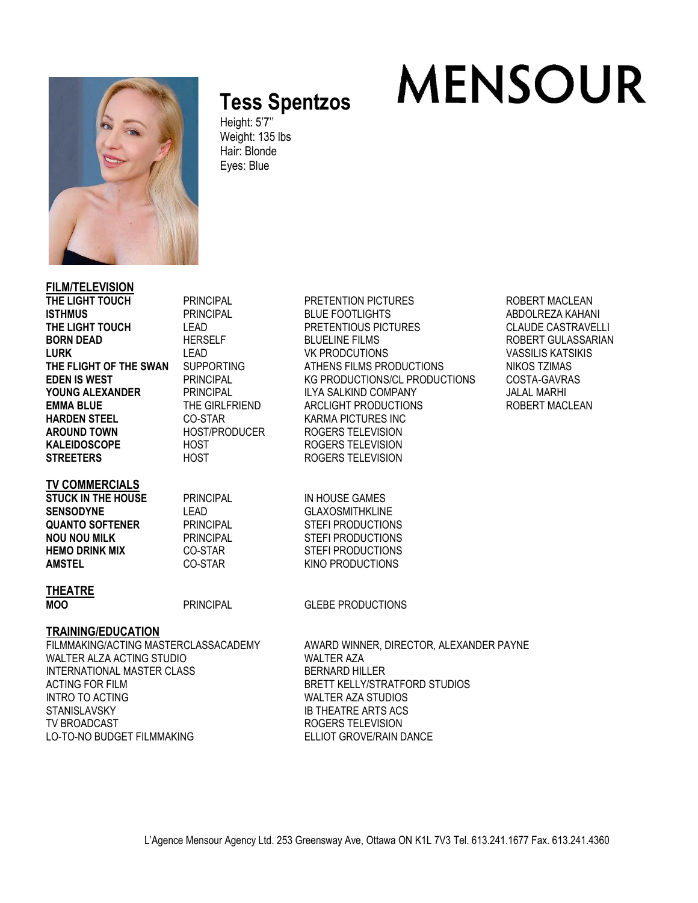# MENSOUR

## Tess Spentzos

Height: 5'7''
Weight: 135 lbs
Hair: Blonde
Eyes: Blue

### FILM/TELEVISION

| | | | |
|---|---|---|---|
| **THE LIGHT TOUCH** | PRINCIPAL | PRETENTION PICTURES | ROBERT MACLEAN |
| **ISTHMUS** | PRINCIPAL | BLUE FOOTLIGHTS | ABDOLREZA KAHANI |
| **THE LIGHT TOUCH** | LEAD | PRETENTIOUS PICTURES | CLAUDE CASTRAVELLI |
| **BORN DEAD** | HERSELF | BLUELINE FILMS | ROBERT GULASSARIAN |
| **LURK** | LEAD | VK PRODCUTIONS | VASSILIS KATSIKIS |
| **THE FLIGHT OF THE SWAN** | SUPPORTING | ATHENS FILMS PRODUCTIONS | NIKOS TZIMAS |
| **EDEN IS WEST** | PRINCIPAL | KG PRODUCTIONS/CL PRODUCTIONS | COSTA-GAVRAS |
| **YOUNG ALEXANDER** | PRINCIPAL | ILYA SALKIND COMPANY | JALAL MARHI |
| **EMMA BLUE** | THE GIRLFRIEND | ARCLIGHT PRODUCTIONS | ROBERT MACLEAN |
| **HARDEN STEEL** | CO-STAR | KARMA PICTURES INC | |
| **AROUND TOWN** | HOST/PRODUCER | ROGERS TELEVISION | |
| **KALEIDOSCOPE** | HOST | ROGERS TELEVISION | |
| **STREETERS** | HOST | ROGERS TELEVISION | |

### TV COMMERCIALS

| | | |
|---|---|---|
| **STUCK IN THE HOUSE** | PRINCIPAL | IN HOUSE GAMES |
| **SENSODYNE** | LEAD | GLAXOSMITHKLINE |
| **QUANTO SOFTENER** | PRINCIPAL | STEFI PRODUCTIONS |
| **NOU NOU MILK** | PRINCIPAL | STEFI PRODUCTIONS |
| **HEMO DRINK MIX** | CO-STAR | STEFI PRODUCTIONS |
| **AMSTEL** | CO-STAR | KINO PRODUCTIONS |

### THEATRE

| | | |
|---|---|---|
| **MOO** | PRINCIPAL | GLEBE PRODUCTIONS |

### TRAINING/EDUCATION

| | |
|---|---|
| FILMMAKING/ACTING MASTERCLASSACADEMY | AWARD WINNER, DIRECTOR, ALEXANDER PAYNE |
| WALTER ALZA ACTING STUDIO | WALTER AZA |
| INTERNATIONAL MASTER CLASS | BERNARD HILLER |
| ACTING FOR FILM | BRETT KELLY/STRATFORD STUDIOS |
| INTRO TO ACTING | WALTER AZA STUDIOS |
| STANISLAVSKY | IB THEATRE ARTS ACS |
| TV BROADCAST | ROGERS TELEVISION |
| LO-TO-NO BUDGET FILMMAKING | ELLIOT GROVE/RAIN DANCE |

L'Agence Mensour Agency Ltd. 253 Greensway Ave, Ottawa ON K1L 7V3 Tel. 613.241.1677 Fax. 613.241.4360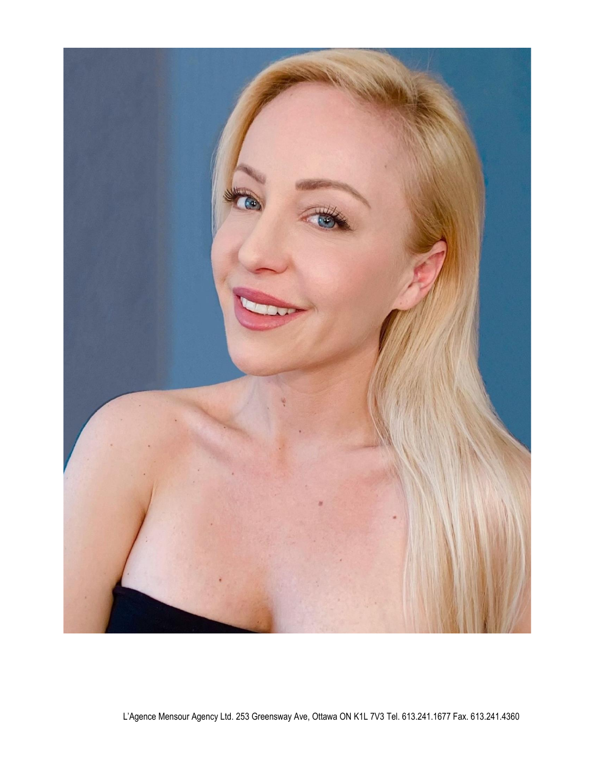L'Agence Mensour Agency Ltd. 253 Greensway Ave, Ottawa ON K1L 7V3 Tel. 613.241.1677 Fax. 613.241.4360